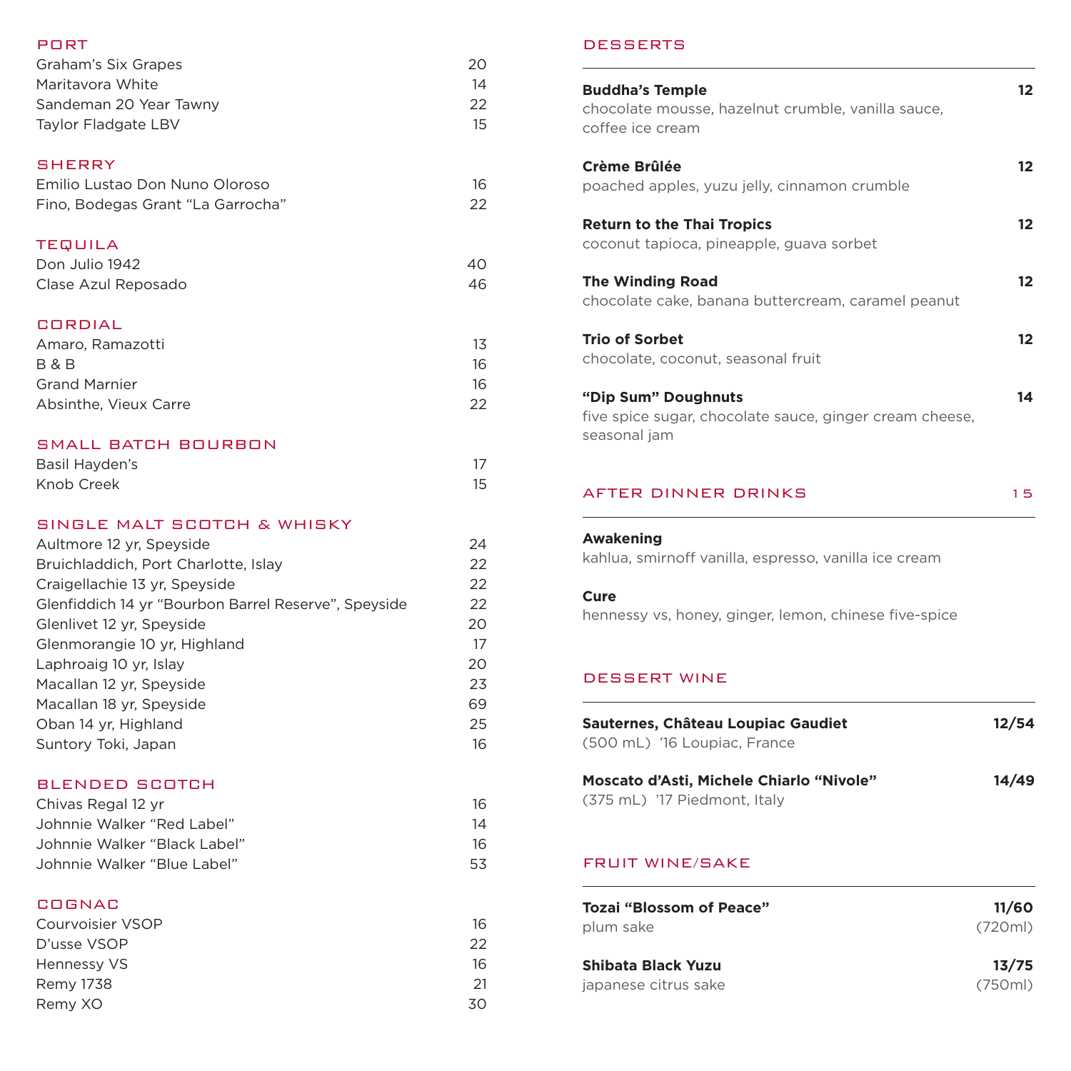## PORT

| | |
|---|---|
| Graham's Six Grapes | 20 |
| Maritavora White | 14 |
| Sandeman 20 Year Tawny | 22 |
| Taylor Fladgate LBV | 15 |

## SHERRY

| | |
|---|---|
| Emilio Lustao Don Nuno Oloroso | 16 |
| Fino, Bodegas Grant "La Garrocha" | 22 |

## TEQUILA

| | |
|---|---|
| Don Julio 1942 | 40 |
| Clase Azul Reposado | 46 |

## CORDIAL

| | |
|---|---|
| Amaro, Ramazotti | 13 |
| B & B | 16 |
| Grand Marnier | 16 |
| Absinthe, Vieux Carre | 22 |

## SMALL BATCH BOURBON

| | |
|---|---|
| Basil Hayden's | 17 |
| Knob Creek | 15 |

## SINGLE MALT SCOTCH & WHISKY

| | |
|---|---|
| Aultmore 12 yr, Speyside | 24 |
| Bruichladdich, Port Charlotte, Islay | 22 |
| Craigellachie 13 yr, Speyside | 22 |
| Glenfiddich 14 yr "Bourbon Barrel Reserve", Speyside | 22 |
| Glenlivet 12 yr, Speyside | 20 |
| Glenmorangie 10 yr, Highland | 17 |
| Laphroaig 10 yr, Islay | 20 |
| Macallan 12 yr, Speyside | 23 |
| Macallan 18 yr, Speyside | 69 |
| Oban 14 yr, Highland | 25 |
| Suntory Toki, Japan | 16 |

## BLENDED SCOTCH

| | |
|---|---|
| Chivas Regal 12 yr | 16 |
| Johnnie Walker "Red Label" | 14 |
| Johnnie Walker "Black Label" | 16 |
| Johnnie Walker "Blue Label" | 53 |

## COGNAC

| | |
|---|---|
| Courvoisier VSOP | 16 |
| D'usse VSOP | 22 |
| Hennessy VS | 16 |
| Remy 1738 | 21 |
| Remy XO | 30 |

## DESSERTS

**Buddha's Temple** — **12**
chocolate mousse, hazelnut crumble, vanilla sauce, coffee ice cream

**Crème Brûlée** — **12**
poached apples, yuzu jelly, cinnamon crumble

**Return to the Thai Tropics** — **12**
coconut tapioca, pineapple, guava sorbet

**The Winding Road** — **12**
chocolate cake, banana buttercream, caramel peanut

**Trio of Sorbet** — **12**
chocolate, coconut, seasonal fruit

**"Dip Sum" Doughnuts** — **14**
five spice sugar, chocolate sauce, ginger cream cheese, seasonal jam

## AFTER DINNER DRINKS — 15

**Awakening**
kahlua, smirnoff vanilla, espresso, vanilla ice cream

**Cure**
hennessy vs, honey, ginger, lemon, chinese five-spice

## DESSERT WINE

**Sauternes, Château Loupiac Gaudiet** — **12/54**
(500 mL) '16 Loupiac, France

**Moscato d'Asti, Michele Chiarlo "Nivole"** — **14/49**
(375 mL) '17 Piedmont, Italy

## FRUIT WINE/SAKE

**Tozai "Blossom of Peace"** — **11/60**
plum sake — (720ml)

**Shibata Black Yuzu** — **13/75**
japanese citrus sake — (750ml)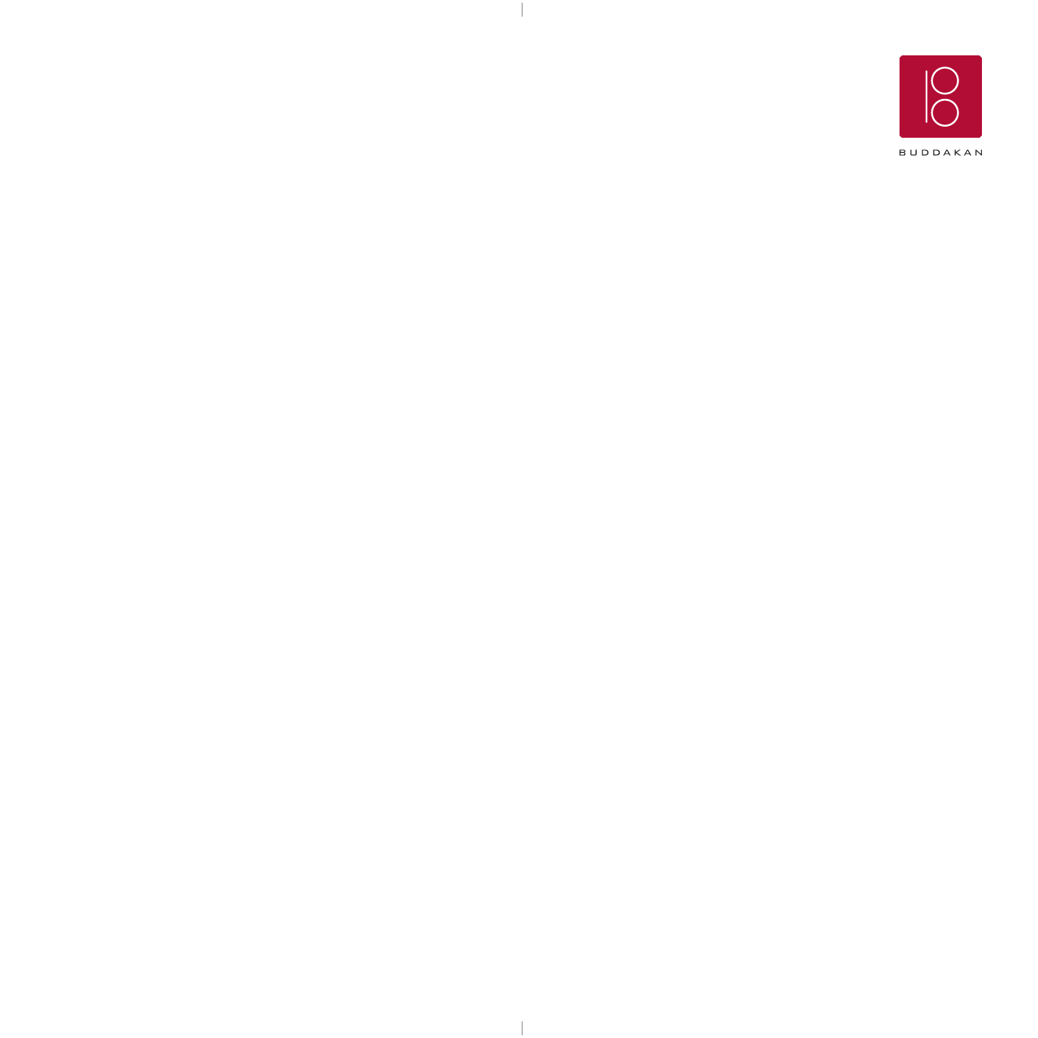BUDDAKAN